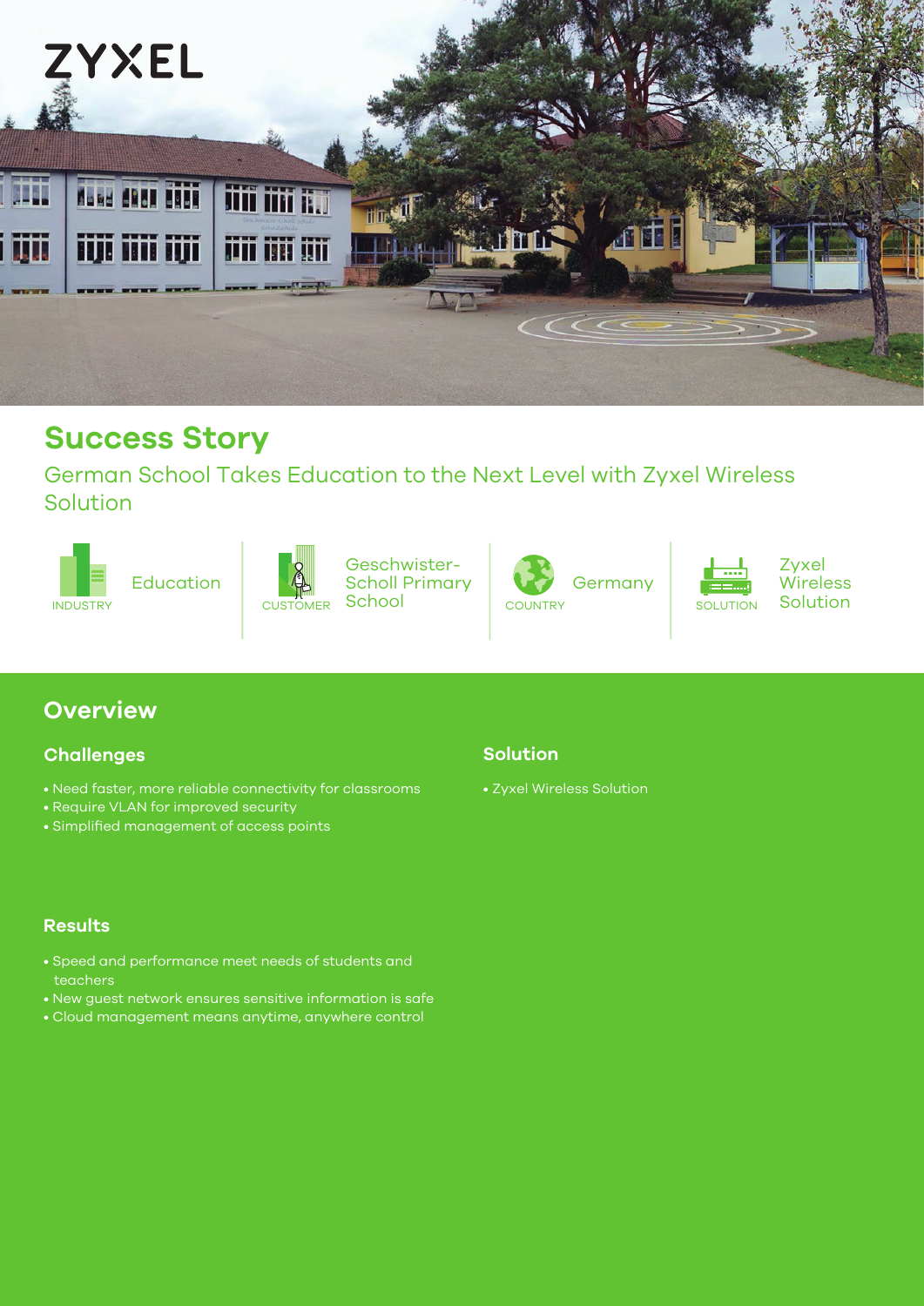ZYXEL

# Success Story

## German School Takes Education to the Next Level with Zyxel Wireless Solution

| | | | |
|---|---|---|---|
| INDUSTRY: Education | CUSTOMER: Geschwister-Scholl Primary School | COUNTRY: Germany | SOLUTION: Zyxel Wireless Solution |

## Overview

### Challenges

- Need faster, more reliable connectivity for classrooms
- Require VLAN for improved security
- Simplified management of access points

### Solution

- Zyxel Wireless Solution

### Results

- Speed and performance meet needs of students and teachers
- New guest network ensures sensitive information is safe
- Cloud management means anytime, anywhere control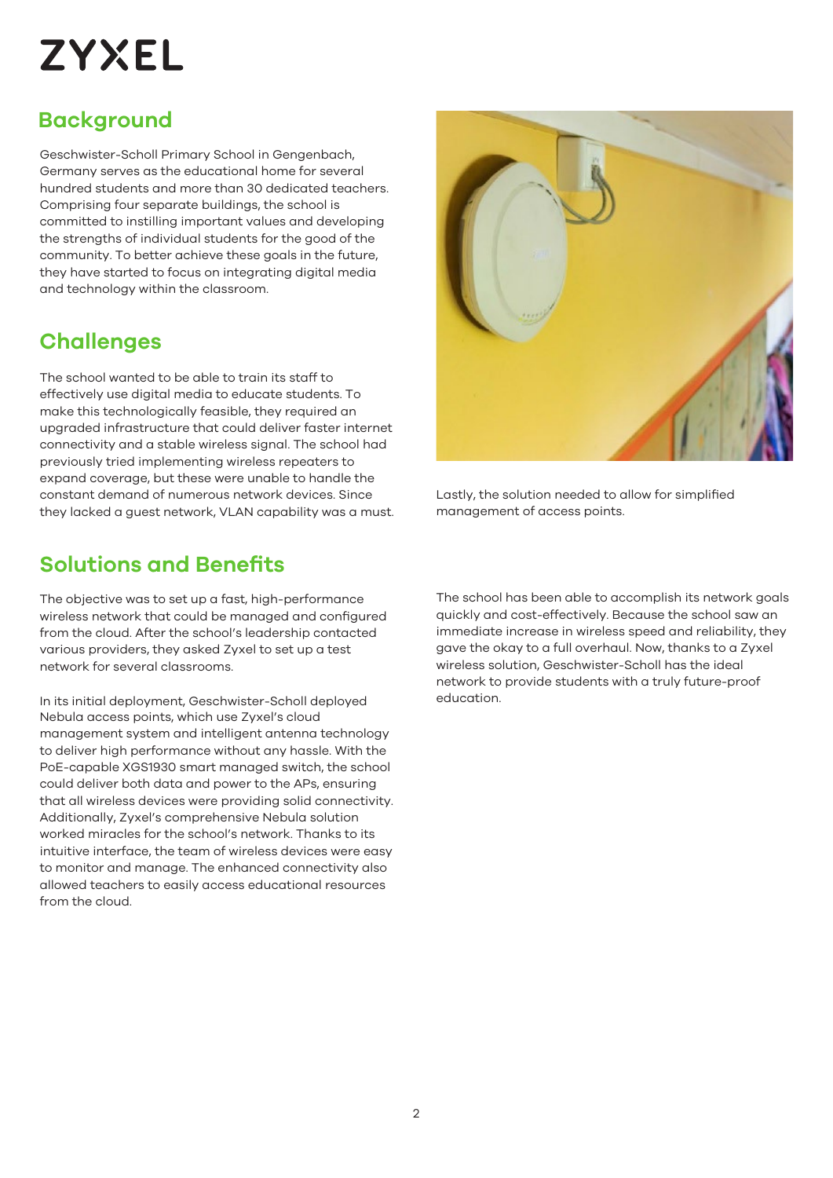## Background

Geschwister-Scholl Primary School in Gengenbach, Germany serves as the educational home for several hundred students and more than 30 dedicated teachers. Comprising four separate buildings, the school is committed to instilling important values and developing the strengths of individual students for the good of the community. To better achieve these goals in the future, they have started to focus on integrating digital media and technology within the classroom.

## Challenges

The school wanted to be able to train its staff to effectively use digital media to educate students. To make this technologically feasible, they required an upgraded infrastructure that could deliver faster internet connectivity and a stable wireless signal. The school had previously tried implementing wireless repeaters to expand coverage, but these were unable to handle the constant demand of numerous network devices. Since they lacked a guest network, VLAN capability was a must.

Lastly, the solution needed to allow for simplified management of access points.

## Solutions and Benefits

The objective was to set up a fast, high-performance wireless network that could be managed and configured from the cloud. After the school's leadership contacted various providers, they asked Zyxel to set up a test network for several classrooms.

In its initial deployment, Geschwister-Scholl deployed Nebula access points, which use Zyxel's cloud management system and intelligent antenna technology to deliver high performance without any hassle. With the PoE-capable XGS1930 smart managed switch, the school could deliver both data and power to the APs, ensuring that all wireless devices were providing solid connectivity. Additionally, Zyxel's comprehensive Nebula solution worked miracles for the school's network. Thanks to its intuitive interface, the team of wireless devices were easy to monitor and manage. The enhanced connectivity also allowed teachers to easily access educational resources from the cloud.

The school has been able to accomplish its network goals quickly and cost-effectively. Because the school saw an immediate increase in wireless speed and reliability, they gave the okay to a full overhaul. Now, thanks to a Zyxel wireless solution, Geschwister-Scholl has the ideal network to provide students with a truly future-proof education.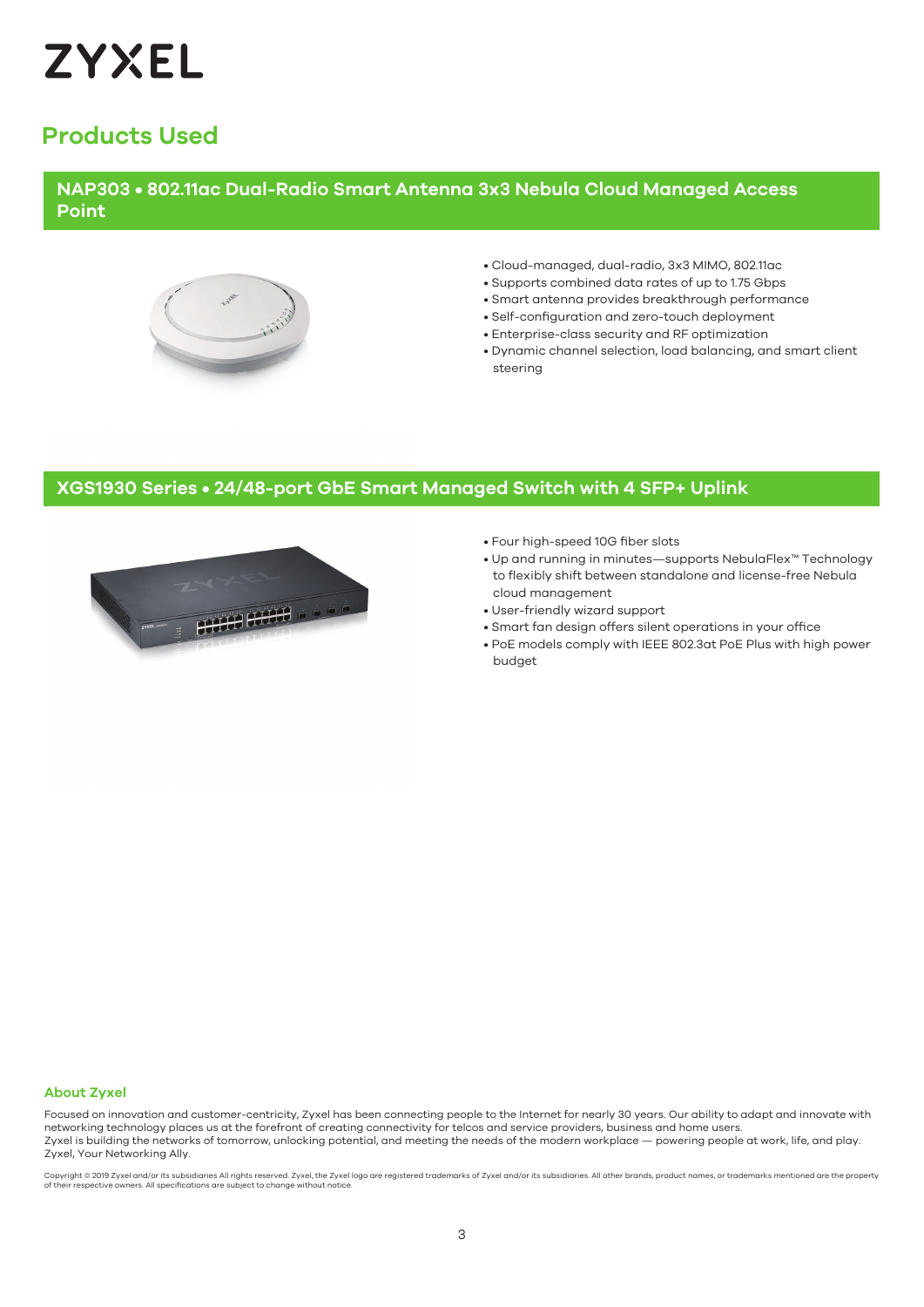ZYXEL

## Products Used

### NAP303 • 802.11ac Dual-Radio Smart Antenna 3x3 Nebula Cloud Managed Access Point

- Cloud-managed, dual-radio, 3x3 MIMO, 802.11ac
- Supports combined data rates of up to 1.75 Gbps
- Smart antenna provides breakthrough performance
- Self-configuration and zero-touch deployment
- Enterprise-class security and RF optimization
- Dynamic channel selection, load balancing, and smart client steering

### XGS1930 Series • 24/48-port GbE Smart Managed Switch with 4 SFP+ Uplink

- Four high-speed 10G fiber slots
- Up and running in minutes—supports NebulaFlex™ Technology to flexibly shift between standalone and license-free Nebula cloud management
- User-friendly wizard support
- Smart fan design offers silent operations in your office
- PoE models comply with IEEE 802.3at PoE Plus with high power budget

**About Zyxel**

Focused on innovation and customer-centricity, Zyxel has been connecting people to the Internet for nearly 30 years. Our ability to adapt and innovate with networking technology places us at the forefront of creating connectivity for telcos and service providers, business and home users.
Zyxel is building the networks of tomorrow, unlocking potential, and meeting the needs of the modern workplace — powering people at work, life, and play.
Zyxel, Your Networking Ally.

Copyright © 2019 Zyxel and/or its subsidiaries All rights reserved. Zyxel, the Zyxel logo are registered trademarks of Zyxel and/or its subsidiaries. All other brands, product names, or trademarks mentioned are the property of their respective owners. All specifications are subject to change without notice.